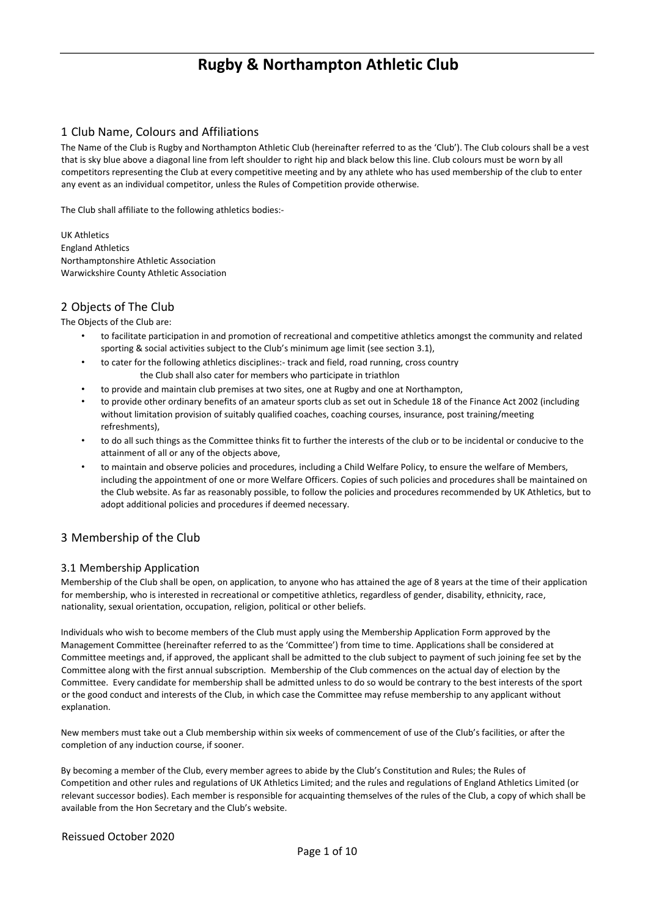# Rugby & Northampton Athletic Club

## 1 Club Name, Colours and Affiliations

The Name of the Club is Rugby and Northampton Athletic Club (hereinafter referred to as the 'Club'). The Club colours shall be a vest that is sky blue above a diagonal line from left shoulder to right hip and black below this line. Club colours must be worn by all competitors representing the Club at every competitive meeting and by any athlete who has used membership of the club to enter any event as an individual competitor, unless the Rules of Competition provide otherwise.

The Club shall affiliate to the following athletics bodies:-

UK Athletics
England Athletics
Northamptonshire Athletic Association
Warwickshire County Athletic Association

## 2 Objects of The Club

The Objects of the Club are:

- to facilitate participation in and promotion of recreational and competitive athletics amongst the community and related sporting & social activities subject to the Club's minimum age limit (see section 3.1),
- to cater for the following athletics disciplines:- track and field, road running, cross country
  the Club shall also cater for members who participate in triathlon
- to provide and maintain club premises at two sites, one at Rugby and one at Northampton,
- to provide other ordinary benefits of an amateur sports club as set out in Schedule 18 of the Finance Act 2002 (including without limitation provision of suitably qualified coaches, coaching courses, insurance, post training/meeting refreshments),
- to do all such things as the Committee thinks fit to further the interests of the club or to be incidental or conducive to the attainment of all or any of the objects above,
- to maintain and observe policies and procedures, including a Child Welfare Policy, to ensure the welfare of Members, including the appointment of one or more Welfare Officers. Copies of such policies and procedures shall be maintained on the Club website. As far as reasonably possible, to follow the policies and procedures recommended by UK Athletics, but to adopt additional policies and procedures if deemed necessary.

## 3 Membership of the Club

### 3.1 Membership Application

Membership of the Club shall be open, on application, to anyone who has attained the age of 8 years at the time of their application for membership, who is interested in recreational or competitive athletics, regardless of gender, disability, ethnicity, race, nationality, sexual orientation, occupation, religion, political or other beliefs.

Individuals who wish to become members of the Club must apply using the Membership Application Form approved by the Management Committee (hereinafter referred to as the 'Committee') from time to time. Applications shall be considered at Committee meetings and, if approved, the applicant shall be admitted to the club subject to payment of such joining fee set by the Committee along with the first annual subscription. Membership of the Club commences on the actual day of election by the Committee. Every candidate for membership shall be admitted unless to do so would be contrary to the best interests of the sport or the good conduct and interests of the Club, in which case the Committee may refuse membership to any applicant without explanation.

New members must take out a Club membership within six weeks of commencement of use of the Club's facilities, or after the completion of any induction course, if sooner.

By becoming a member of the Club, every member agrees to abide by the Club's Constitution and Rules; the Rules of Competition and other rules and regulations of UK Athletics Limited; and the rules and regulations of England Athletics Limited (or relevant successor bodies). Each member is responsible for acquainting themselves of the rules of the Club, a copy of which shall be available from the Hon Secretary and the Club's website.

Reissued October 2020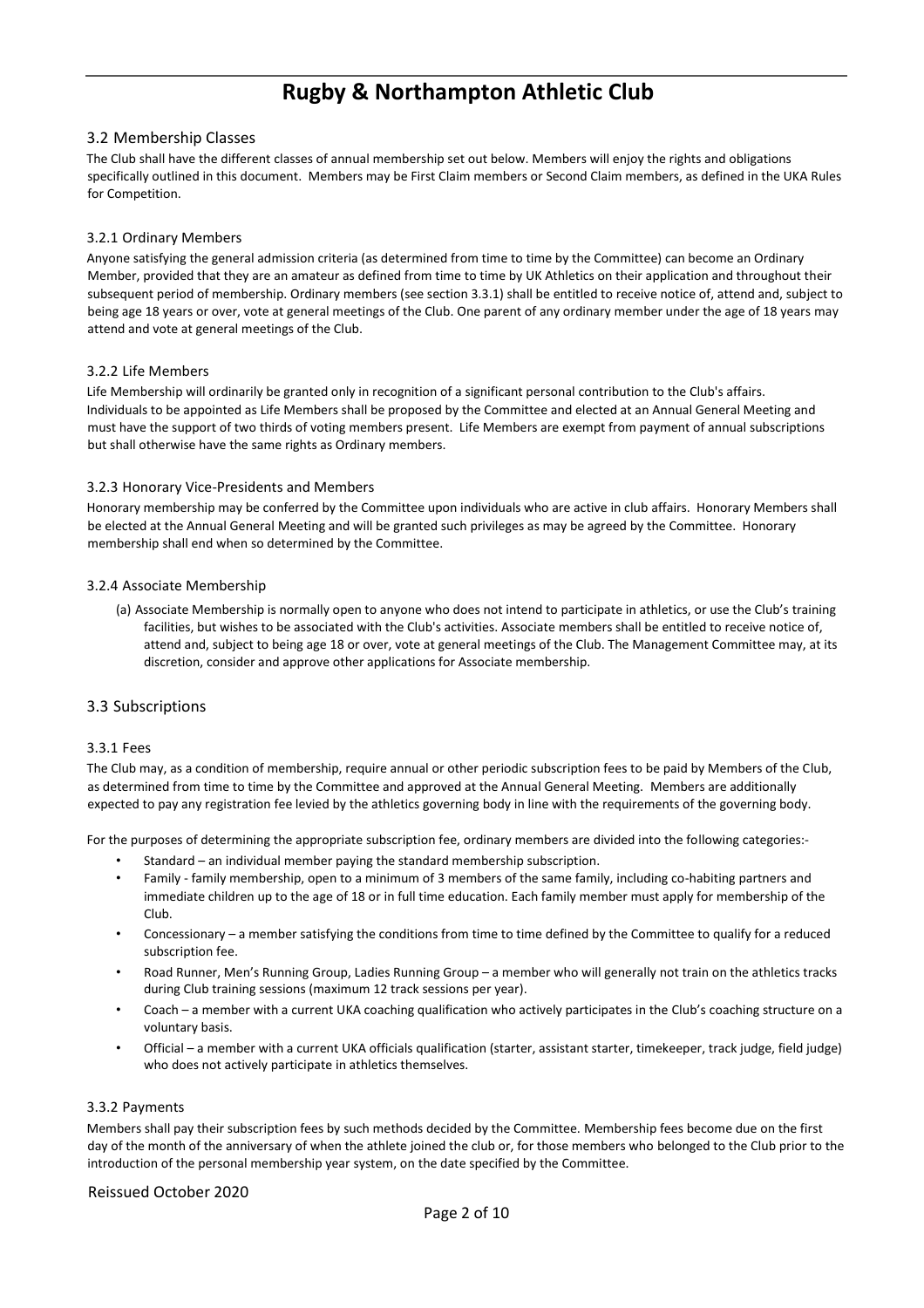### 3.2 Membership Classes

The Club shall have the different classes of annual membership set out below. Members will enjoy the rights and obligations specifically outlined in this document. Members may be First Claim members or Second Claim members, as defined in the UKA Rules for Competition.

#### 3.2.1 Ordinary Members

Anyone satisfying the general admission criteria (as determined from time to time by the Committee) can become an Ordinary Member, provided that they are an amateur as defined from time to time by UK Athletics on their application and throughout their subsequent period of membership. Ordinary members (see section 3.3.1) shall be entitled to receive notice of, attend and, subject to being age 18 years or over, vote at general meetings of the Club. One parent of any ordinary member under the age of 18 years may attend and vote at general meetings of the Club.

#### 3.2.2 Life Members

Life Membership will ordinarily be granted only in recognition of a significant personal contribution to the Club's affairs. Individuals to be appointed as Life Members shall be proposed by the Committee and elected at an Annual General Meeting and must have the support of two thirds of voting members present. Life Members are exempt from payment of annual subscriptions but shall otherwise have the same rights as Ordinary members.

#### 3.2.3 Honorary Vice-Presidents and Members

Honorary membership may be conferred by the Committee upon individuals who are active in club affairs. Honorary Members shall be elected at the Annual General Meeting and will be granted such privileges as may be agreed by the Committee. Honorary membership shall end when so determined by the Committee.

#### 3.2.4 Associate Membership

(a) Associate Membership is normally open to anyone who does not intend to participate in athletics, or use the Club's training facilities, but wishes to be associated with the Club's activities. Associate members shall be entitled to receive notice of, attend and, subject to being age 18 or over, vote at general meetings of the Club. The Management Committee may, at its discretion, consider and approve other applications for Associate membership.

### 3.3 Subscriptions

#### 3.3.1 Fees

The Club may, as a condition of membership, require annual or other periodic subscription fees to be paid by Members of the Club, as determined from time to time by the Committee and approved at the Annual General Meeting. Members are additionally expected to pay any registration fee levied by the athletics governing body in line with the requirements of the governing body.

For the purposes of determining the appropriate subscription fee, ordinary members are divided into the following categories:-

- Standard – an individual member paying the standard membership subscription.
- Family - family membership, open to a minimum of 3 members of the same family, including co-habiting partners and immediate children up to the age of 18 or in full time education. Each family member must apply for membership of the Club.
- Concessionary – a member satisfying the conditions from time to time defined by the Committee to qualify for a reduced subscription fee.
- Road Runner, Men's Running Group, Ladies Running Group – a member who will generally not train on the athletics tracks during Club training sessions (maximum 12 track sessions per year).
- Coach – a member with a current UKA coaching qualification who actively participates in the Club's coaching structure on a voluntary basis.
- Official – a member with a current UKA officials qualification (starter, assistant starter, timekeeper, track judge, field judge) who does not actively participate in athletics themselves.

#### 3.3.2 Payments

Members shall pay their subscription fees by such methods decided by the Committee. Membership fees become due on the first day of the month of the anniversary of when the athlete joined the club or, for those members who belonged to the Club prior to the introduction of the personal membership year system, on the date specified by the Committee.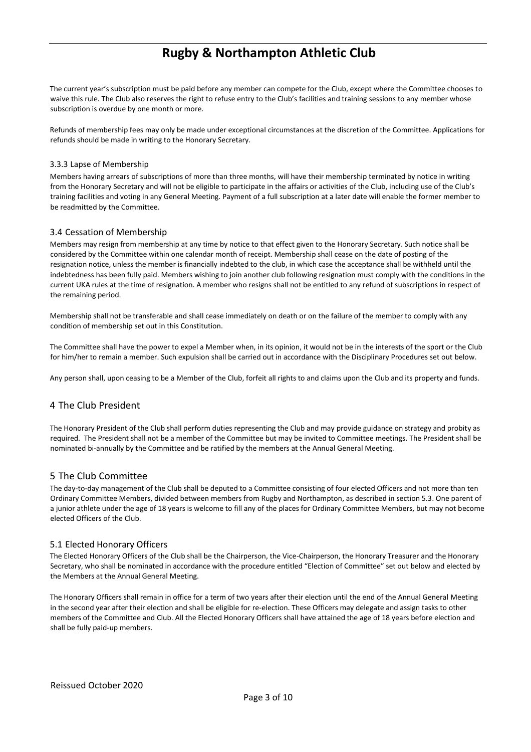The current year's subscription must be paid before any member can compete for the Club, except where the Committee chooses to waive this rule. The Club also reserves the right to refuse entry to the Club's facilities and training sessions to any member whose subscription is overdue by one month or more.

Refunds of membership fees may only be made under exceptional circumstances at the discretion of the Committee. Applications for refunds should be made in writing to the Honorary Secretary.

#### 3.3.3 Lapse of Membership

Members having arrears of subscriptions of more than three months, will have their membership terminated by notice in writing from the Honorary Secretary and will not be eligible to participate in the affairs or activities of the Club, including use of the Club's training facilities and voting in any General Meeting. Payment of a full subscription at a later date will enable the former member to be readmitted by the Committee.

### 3.4 Cessation of Membership

Members may resign from membership at any time by notice to that effect given to the Honorary Secretary. Such notice shall be considered by the Committee within one calendar month of receipt. Membership shall cease on the date of posting of the resignation notice, unless the member is financially indebted to the club, in which case the acceptance shall be withheld until the indebtedness has been fully paid. Members wishing to join another club following resignation must comply with the conditions in the current UKA rules at the time of resignation. A member who resigns shall not be entitled to any refund of subscriptions in respect of the remaining period.

Membership shall not be transferable and shall cease immediately on death or on the failure of the member to comply with any condition of membership set out in this Constitution.

The Committee shall have the power to expel a Member when, in its opinion, it would not be in the interests of the sport or the Club for him/her to remain a member. Such expulsion shall be carried out in accordance with the Disciplinary Procedures set out below.

Any person shall, upon ceasing to be a Member of the Club, forfeit all rights to and claims upon the Club and its property and funds.

## 4 The Club President

The Honorary President of the Club shall perform duties representing the Club and may provide guidance on strategy and probity as required. The President shall not be a member of the Committee but may be invited to Committee meetings. The President shall be nominated bi-annually by the Committee and be ratified by the members at the Annual General Meeting.

## 5 The Club Committee

The day-to-day management of the Club shall be deputed to a Committee consisting of four elected Officers and not more than ten Ordinary Committee Members, divided between members from Rugby and Northampton, as described in section 5.3. One parent of a junior athlete under the age of 18 years is welcome to fill any of the places for Ordinary Committee Members, but may not become elected Officers of the Club.

### 5.1 Elected Honorary Officers

The Elected Honorary Officers of the Club shall be the Chairperson, the Vice-Chairperson, the Honorary Treasurer and the Honorary Secretary, who shall be nominated in accordance with the procedure entitled "Election of Committee" set out below and elected by the Members at the Annual General Meeting.

The Honorary Officers shall remain in office for a term of two years after their election until the end of the Annual General Meeting in the second year after their election and shall be eligible for re-election. These Officers may delegate and assign tasks to other members of the Committee and Club. All the Elected Honorary Officers shall have attained the age of 18 years before election and shall be fully paid-up members.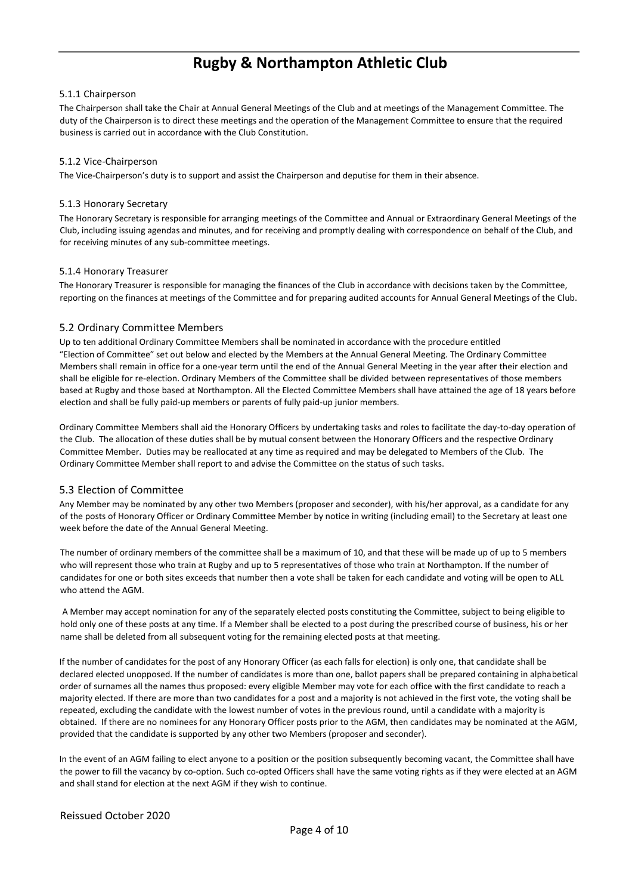#### 5.1.1 Chairperson

The Chairperson shall take the Chair at Annual General Meetings of the Club and at meetings of the Management Committee. The duty of the Chairperson is to direct these meetings and the operation of the Management Committee to ensure that the required business is carried out in accordance with the Club Constitution.

#### 5.1.2 Vice-Chairperson

The Vice-Chairperson's duty is to support and assist the Chairperson and deputise for them in their absence.

#### 5.1.3 Honorary Secretary

The Honorary Secretary is responsible for arranging meetings of the Committee and Annual or Extraordinary General Meetings of the Club, including issuing agendas and minutes, and for receiving and promptly dealing with correspondence on behalf of the Club, and for receiving minutes of any sub-committee meetings.

#### 5.1.4 Honorary Treasurer

The Honorary Treasurer is responsible for managing the finances of the Club in accordance with decisions taken by the Committee, reporting on the finances at meetings of the Committee and for preparing audited accounts for Annual General Meetings of the Club.

### 5.2 Ordinary Committee Members

Up to ten additional Ordinary Committee Members shall be nominated in accordance with the procedure entitled "Election of Committee" set out below and elected by the Members at the Annual General Meeting. The Ordinary Committee Members shall remain in office for a one-year term until the end of the Annual General Meeting in the year after their election and shall be eligible for re-election. Ordinary Members of the Committee shall be divided between representatives of those members based at Rugby and those based at Northampton. All the Elected Committee Members shall have attained the age of 18 years before election and shall be fully paid-up members or parents of fully paid-up junior members.

Ordinary Committee Members shall aid the Honorary Officers by undertaking tasks and roles to facilitate the day-to-day operation of the Club. The allocation of these duties shall be by mutual consent between the Honorary Officers and the respective Ordinary Committee Member. Duties may be reallocated at any time as required and may be delegated to Members of the Club. The Ordinary Committee Member shall report to and advise the Committee on the status of such tasks.

### 5.3 Election of Committee

Any Member may be nominated by any other two Members (proposer and seconder), with his/her approval, as a candidate for any of the posts of Honorary Officer or Ordinary Committee Member by notice in writing (including email) to the Secretary at least one week before the date of the Annual General Meeting.

The number of ordinary members of the committee shall be a maximum of 10, and that these will be made up of up to 5 members who will represent those who train at Rugby and up to 5 representatives of those who train at Northampton. If the number of candidates for one or both sites exceeds that number then a vote shall be taken for each candidate and voting will be open to ALL who attend the AGM.

A Member may accept nomination for any of the separately elected posts constituting the Committee, subject to being eligible to hold only one of these posts at any time. If a Member shall be elected to a post during the prescribed course of business, his or her name shall be deleted from all subsequent voting for the remaining elected posts at that meeting.

If the number of candidates for the post of any Honorary Officer (as each falls for election) is only one, that candidate shall be declared elected unopposed. If the number of candidates is more than one, ballot papers shall be prepared containing in alphabetical order of surnames all the names thus proposed: every eligible Member may vote for each office with the first candidate to reach a majority elected. If there are more than two candidates for a post and a majority is not achieved in the first vote, the voting shall be repeated, excluding the candidate with the lowest number of votes in the previous round, until a candidate with a majority is obtained. If there are no nominees for any Honorary Officer posts prior to the AGM, then candidates may be nominated at the AGM, provided that the candidate is supported by any other two Members (proposer and seconder).

In the event of an AGM failing to elect anyone to a position or the position subsequently becoming vacant, the Committee shall have the power to fill the vacancy by co-option. Such co-opted Officers shall have the same voting rights as if they were elected at an AGM and shall stand for election at the next AGM if they wish to continue.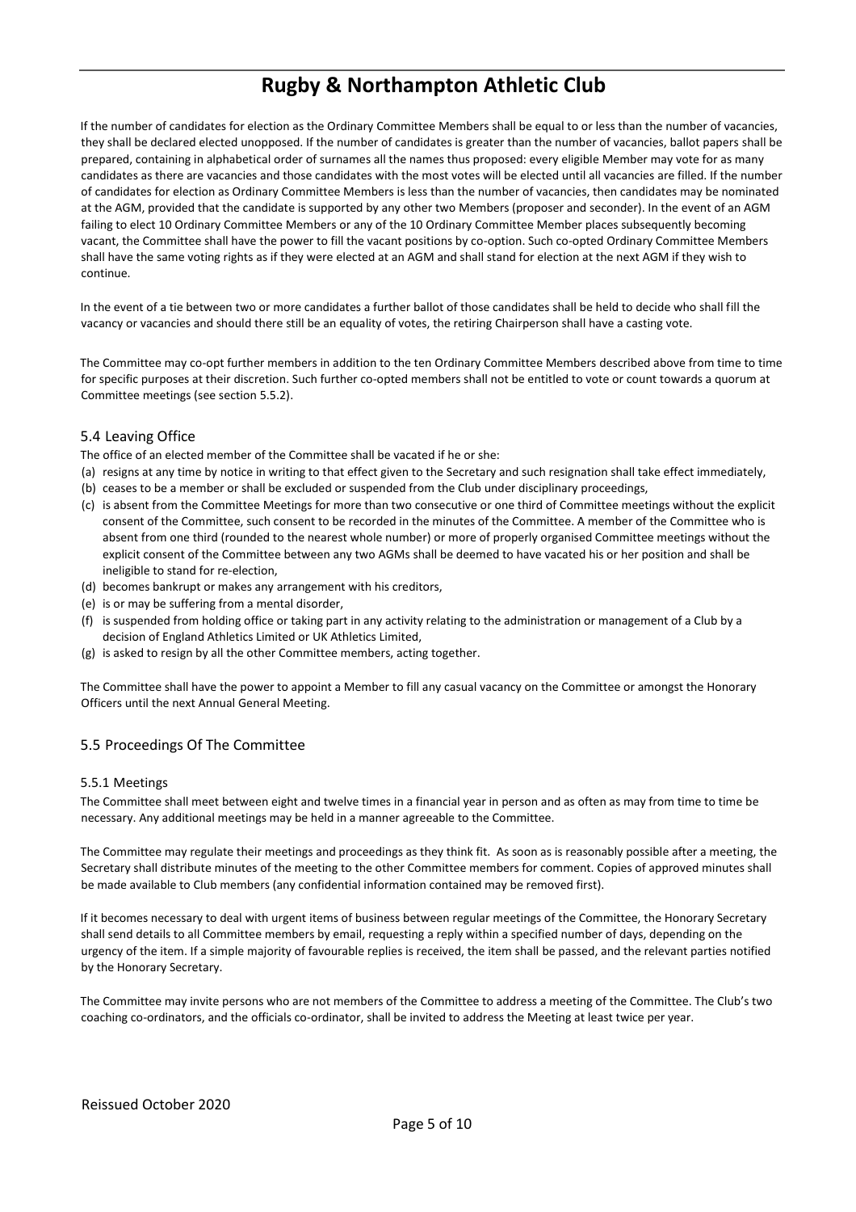If the number of candidates for election as the Ordinary Committee Members shall be equal to or less than the number of vacancies, they shall be declared elected unopposed. If the number of candidates is greater than the number of vacancies, ballot papers shall be prepared, containing in alphabetical order of surnames all the names thus proposed: every eligible Member may vote for as many candidates as there are vacancies and those candidates with the most votes will be elected until all vacancies are filled. If the number of candidates for election as Ordinary Committee Members is less than the number of vacancies, then candidates may be nominated at the AGM, provided that the candidate is supported by any other two Members (proposer and seconder). In the event of an AGM failing to elect 10 Ordinary Committee Members or any of the 10 Ordinary Committee Member places subsequently becoming vacant, the Committee shall have the power to fill the vacant positions by co-option. Such co-opted Ordinary Committee Members shall have the same voting rights as if they were elected at an AGM and shall stand for election at the next AGM if they wish to continue.

In the event of a tie between two or more candidates a further ballot of those candidates shall be held to decide who shall fill the vacancy or vacancies and should there still be an equality of votes, the retiring Chairperson shall have a casting vote.

The Committee may co-opt further members in addition to the ten Ordinary Committee Members described above from time to time for specific purposes at their discretion. Such further co-opted members shall not be entitled to vote or count towards a quorum at Committee meetings (see section 5.5.2).

## 5.4 Leaving Office

The office of an elected member of the Committee shall be vacated if he or she:

(a) resigns at any time by notice in writing to that effect given to the Secretary and such resignation shall take effect immediately,
(b) ceases to be a member or shall be excluded or suspended from the Club under disciplinary proceedings,
(c) is absent from the Committee Meetings for more than two consecutive or one third of Committee meetings without the explicit consent of the Committee, such consent to be recorded in the minutes of the Committee. A member of the Committee who is absent from one third (rounded to the nearest whole number) or more of properly organised Committee meetings without the explicit consent of the Committee between any two AGMs shall be deemed to have vacated his or her position and shall be ineligible to stand for re-election,
(d) becomes bankrupt or makes any arrangement with his creditors,
(e) is or may be suffering from a mental disorder,
(f) is suspended from holding office or taking part in any activity relating to the administration or management of a Club by a decision of England Athletics Limited or UK Athletics Limited,
(g) is asked to resign by all the other Committee members, acting together.

The Committee shall have the power to appoint a Member to fill any casual vacancy on the Committee or amongst the Honorary Officers until the next Annual General Meeting.

## 5.5 Proceedings Of The Committee

### 5.5.1 Meetings

The Committee shall meet between eight and twelve times in a financial year in person and as often as may from time to time be necessary. Any additional meetings may be held in a manner agreeable to the Committee.

The Committee may regulate their meetings and proceedings as they think fit. As soon as is reasonably possible after a meeting, the Secretary shall distribute minutes of the meeting to the other Committee members for comment. Copies of approved minutes shall be made available to Club members (any confidential information contained may be removed first).

If it becomes necessary to deal with urgent items of business between regular meetings of the Committee, the Honorary Secretary shall send details to all Committee members by email, requesting a reply within a specified number of days, depending on the urgency of the item. If a simple majority of favourable replies is received, the item shall be passed, and the relevant parties notified by the Honorary Secretary.

The Committee may invite persons who are not members of the Committee to address a meeting of the Committee. The Club's two coaching co-ordinators, and the officials co-ordinator, shall be invited to address the Meeting at least twice per year.

Reissued October 2020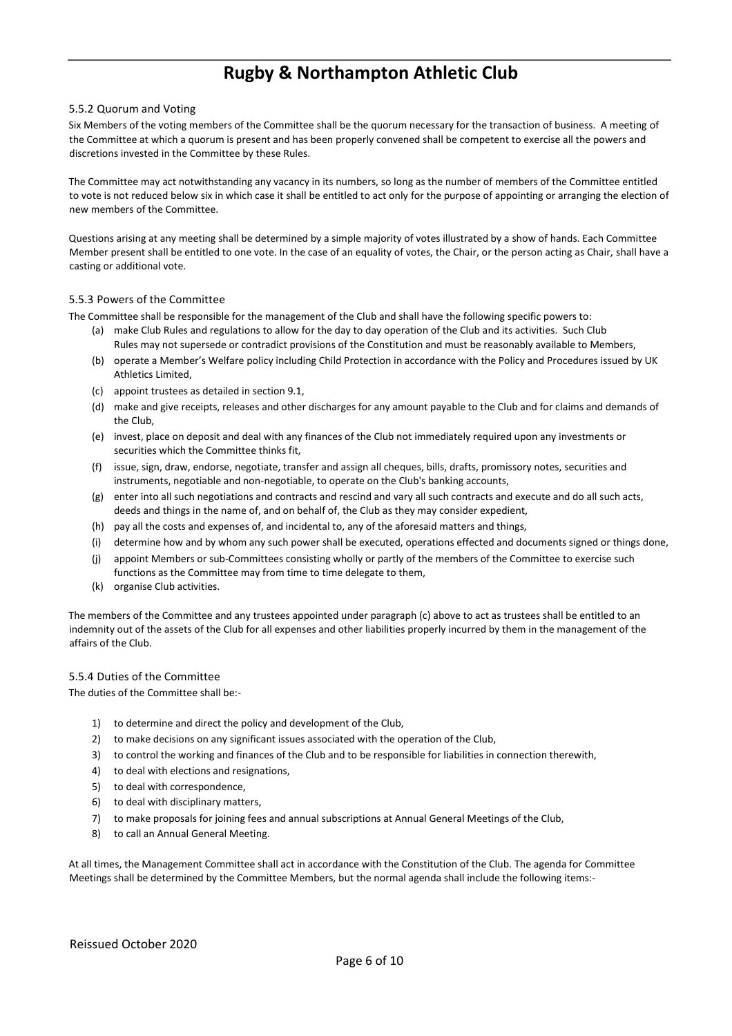#### 5.5.2 Quorum and Voting

Six Members of the voting members of the Committee shall be the quorum necessary for the transaction of business. A meeting of the Committee at which a quorum is present and has been properly convened shall be competent to exercise all the powers and discretions invested in the Committee by these Rules.

The Committee may act notwithstanding any vacancy in its numbers, so long as the number of members of the Committee entitled to vote is not reduced below six in which case it shall be entitled to act only for the purpose of appointing or arranging the election of new members of the Committee.

Questions arising at any meeting shall be determined by a simple majority of votes illustrated by a show of hands. Each Committee Member present shall be entitled to one vote. In the case of an equality of votes, the Chair, or the person acting as Chair, shall have a casting or additional vote.

#### 5.5.3 Powers of the Committee

The Committee shall be responsible for the management of the Club and shall have the following specific powers to:

(a) make Club Rules and regulations to allow for the day to day operation of the Club and its activities. Such Club Rules may not supersede or contradict provisions of the Constitution and must be reasonably available to Members,

(b) operate a Member's Welfare policy including Child Protection in accordance with the Policy and Procedures issued by UK Athletics Limited,

(c) appoint trustees as detailed in section 9.1,

(d) make and give receipts, releases and other discharges for any amount payable to the Club and for claims and demands of the Club,

(e) invest, place on deposit and deal with any finances of the Club not immediately required upon any investments or securities which the Committee thinks fit,

(f) issue, sign, draw, endorse, negotiate, transfer and assign all cheques, bills, drafts, promissory notes, securities and instruments, negotiable and non-negotiable, to operate on the Club's banking accounts,

(g) enter into all such negotiations and contracts and rescind and vary all such contracts and execute and do all such acts, deeds and things in the name of, and on behalf of, the Club as they may consider expedient,

(h) pay all the costs and expenses of, and incidental to, any of the aforesaid matters and things,

(i) determine how and by whom any such power shall be executed, operations effected and documents signed or things done,

(j) appoint Members or sub-Committees consisting wholly or partly of the members of the Committee to exercise such functions as the Committee may from time to time delegate to them,

(k) organise Club activities.

The members of the Committee and any trustees appointed under paragraph (c) above to act as trustees shall be entitled to an indemnity out of the assets of the Club for all expenses and other liabilities properly incurred by them in the management of the affairs of the Club.

#### 5.5.4 Duties of the Committee

The duties of the Committee shall be:-

1) to determine and direct the policy and development of the Club,
2) to make decisions on any significant issues associated with the operation of the Club,
3) to control the working and finances of the Club and to be responsible for liabilities in connection therewith,
4) to deal with elections and resignations,
5) to deal with correspondence,
6) to deal with disciplinary matters,
7) to make proposals for joining fees and annual subscriptions at Annual General Meetings of the Club,
8) to call an Annual General Meeting.

At all times, the Management Committee shall act in accordance with the Constitution of the Club. The agenda for Committee Meetings shall be determined by the Committee Members, but the normal agenda shall include the following items:-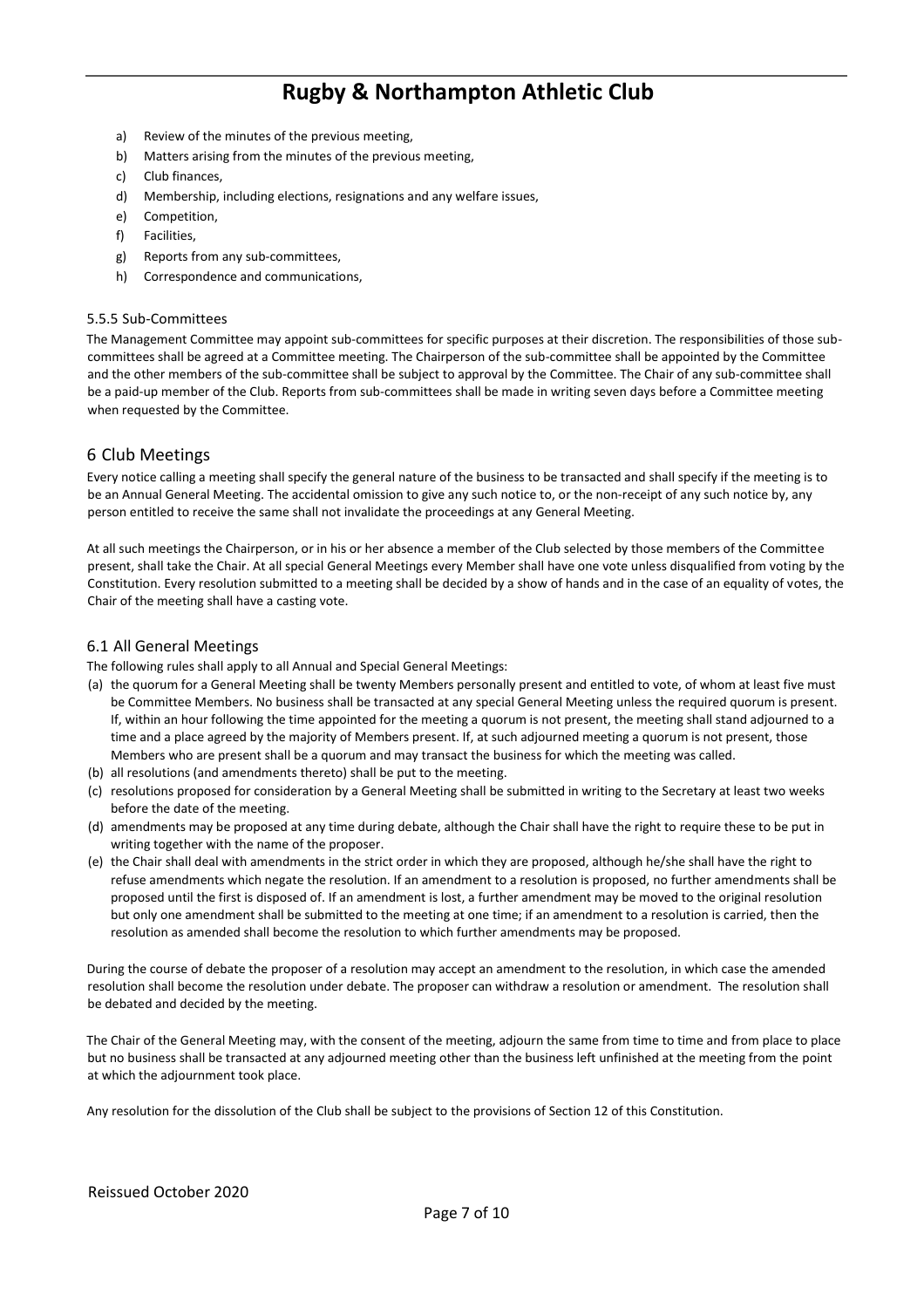a) Review of the minutes of the previous meeting,
b) Matters arising from the minutes of the previous meeting,
c) Club finances,
d) Membership, including elections, resignations and any welfare issues,
e) Competition,
f) Facilities,
g) Reports from any sub-committees,
h) Correspondence and communications,

### 5.5.5 Sub-Committees

The Management Committee may appoint sub-committees for specific purposes at their discretion. The responsibilities of those sub-committees shall be agreed at a Committee meeting. The Chairperson of the sub-committee shall be appointed by the Committee and the other members of the sub-committee shall be subject to approval by the Committee. The Chair of any sub-committee shall be a paid-up member of the Club. Reports from sub-committees shall be made in writing seven days before a Committee meeting when requested by the Committee.

## 6 Club Meetings

Every notice calling a meeting shall specify the general nature of the business to be transacted and shall specify if the meeting is to be an Annual General Meeting. The accidental omission to give any such notice to, or the non-receipt of any such notice by, any person entitled to receive the same shall not invalidate the proceedings at any General Meeting.

At all such meetings the Chairperson, or in his or her absence a member of the Club selected by those members of the Committee present, shall take the Chair. At all special General Meetings every Member shall have one vote unless disqualified from voting by the Constitution. Every resolution submitted to a meeting shall be decided by a show of hands and in the case of an equality of votes, the Chair of the meeting shall have a casting vote.

### 6.1 All General Meetings

The following rules shall apply to all Annual and Special General Meetings:

(a) the quorum for a General Meeting shall be twenty Members personally present and entitled to vote, of whom at least five must be Committee Members. No business shall be transacted at any special General Meeting unless the required quorum is present. If, within an hour following the time appointed for the meeting a quorum is not present, the meeting shall stand adjourned to a time and a place agreed by the majority of Members present. If, at such adjourned meeting a quorum is not present, those Members who are present shall be a quorum and may transact the business for which the meeting was called.

(b) all resolutions (and amendments thereto) shall be put to the meeting.

(c) resolutions proposed for consideration by a General Meeting shall be submitted in writing to the Secretary at least two weeks before the date of the meeting.

(d) amendments may be proposed at any time during debate, although the Chair shall have the right to require these to be put in writing together with the name of the proposer.

(e) the Chair shall deal with amendments in the strict order in which they are proposed, although he/she shall have the right to refuse amendments which negate the resolution. If an amendment to a resolution is proposed, no further amendments shall be proposed until the first is disposed of. If an amendment is lost, a further amendment may be moved to the original resolution but only one amendment shall be submitted to the meeting at one time; if an amendment to a resolution is carried, then the resolution as amended shall become the resolution to which further amendments may be proposed.

During the course of debate the proposer of a resolution may accept an amendment to the resolution, in which case the amended resolution shall become the resolution under debate. The proposer can withdraw a resolution or amendment. The resolution shall be debated and decided by the meeting.

The Chair of the General Meeting may, with the consent of the meeting, adjourn the same from time to time and from place to place but no business shall be transacted at any adjourned meeting other than the business left unfinished at the meeting from the point at which the adjournment took place.

Any resolution for the dissolution of the Club shall be subject to the provisions of Section 12 of this Constitution.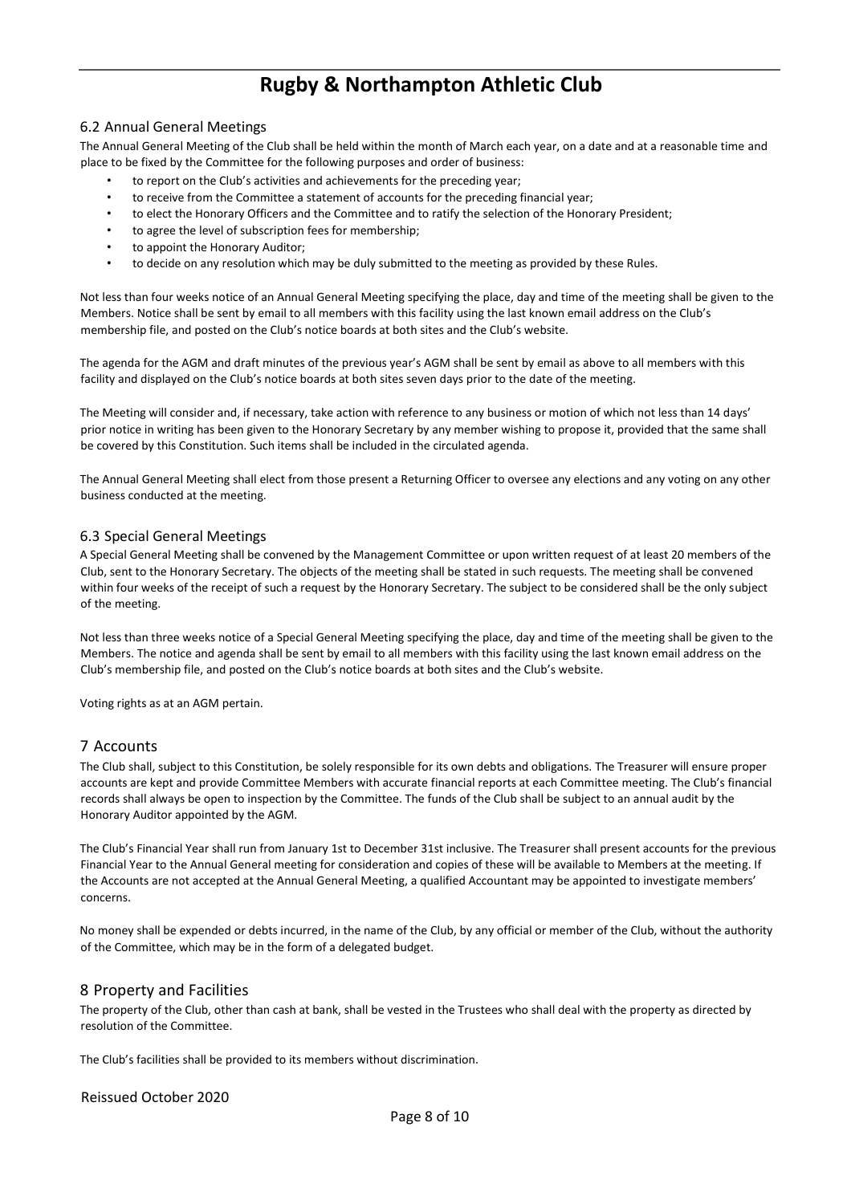## 6.2 Annual General Meetings

The Annual General Meeting of the Club shall be held within the month of March each year, on a date and at a reasonable time and place to be fixed by the Committee for the following purposes and order of business:

- to report on the Club's activities and achievements for the preceding year;
- to receive from the Committee a statement of accounts for the preceding financial year;
- to elect the Honorary Officers and the Committee and to ratify the selection of the Honorary President;
- to agree the level of subscription fees for membership;
- to appoint the Honorary Auditor;
- to decide on any resolution which may be duly submitted to the meeting as provided by these Rules.

Not less than four weeks notice of an Annual General Meeting specifying the place, day and time of the meeting shall be given to the Members. Notice shall be sent by email to all members with this facility using the last known email address on the Club's membership file, and posted on the Club's notice boards at both sites and the Club's website.

The agenda for the AGM and draft minutes of the previous year's AGM shall be sent by email as above to all members with this facility and displayed on the Club's notice boards at both sites seven days prior to the date of the meeting.

The Meeting will consider and, if necessary, take action with reference to any business or motion of which not less than 14 days' prior notice in writing has been given to the Honorary Secretary by any member wishing to propose it, provided that the same shall be covered by this Constitution. Such items shall be included in the circulated agenda.

The Annual General Meeting shall elect from those present a Returning Officer to oversee any elections and any voting on any other business conducted at the meeting.

## 6.3 Special General Meetings

A Special General Meeting shall be convened by the Management Committee or upon written request of at least 20 members of the Club, sent to the Honorary Secretary. The objects of the meeting shall be stated in such requests. The meeting shall be convened within four weeks of the receipt of such a request by the Honorary Secretary. The subject to be considered shall be the only subject of the meeting.

Not less than three weeks notice of a Special General Meeting specifying the place, day and time of the meeting shall be given to the Members. The notice and agenda shall be sent by email to all members with this facility using the last known email address on the Club's membership file, and posted on the Club's notice boards at both sites and the Club's website.

Voting rights as at an AGM pertain.

# 7 Accounts

The Club shall, subject to this Constitution, be solely responsible for its own debts and obligations. The Treasurer will ensure proper accounts are kept and provide Committee Members with accurate financial reports at each Committee meeting. The Club's financial records shall always be open to inspection by the Committee. The funds of the Club shall be subject to an annual audit by the Honorary Auditor appointed by the AGM.

The Club's Financial Year shall run from January 1st to December 31st inclusive. The Treasurer shall present accounts for the previous Financial Year to the Annual General meeting for consideration and copies of these will be available to Members at the meeting. If the Accounts are not accepted at the Annual General Meeting, a qualified Accountant may be appointed to investigate members' concerns.

No money shall be expended or debts incurred, in the name of the Club, by any official or member of the Club, without the authority of the Committee, which may be in the form of a delegated budget.

# 8 Property and Facilities

The property of the Club, other than cash at bank, shall be vested in the Trustees who shall deal with the property as directed by resolution of the Committee.

The Club's facilities shall be provided to its members without discrimination.

Reissued October 2020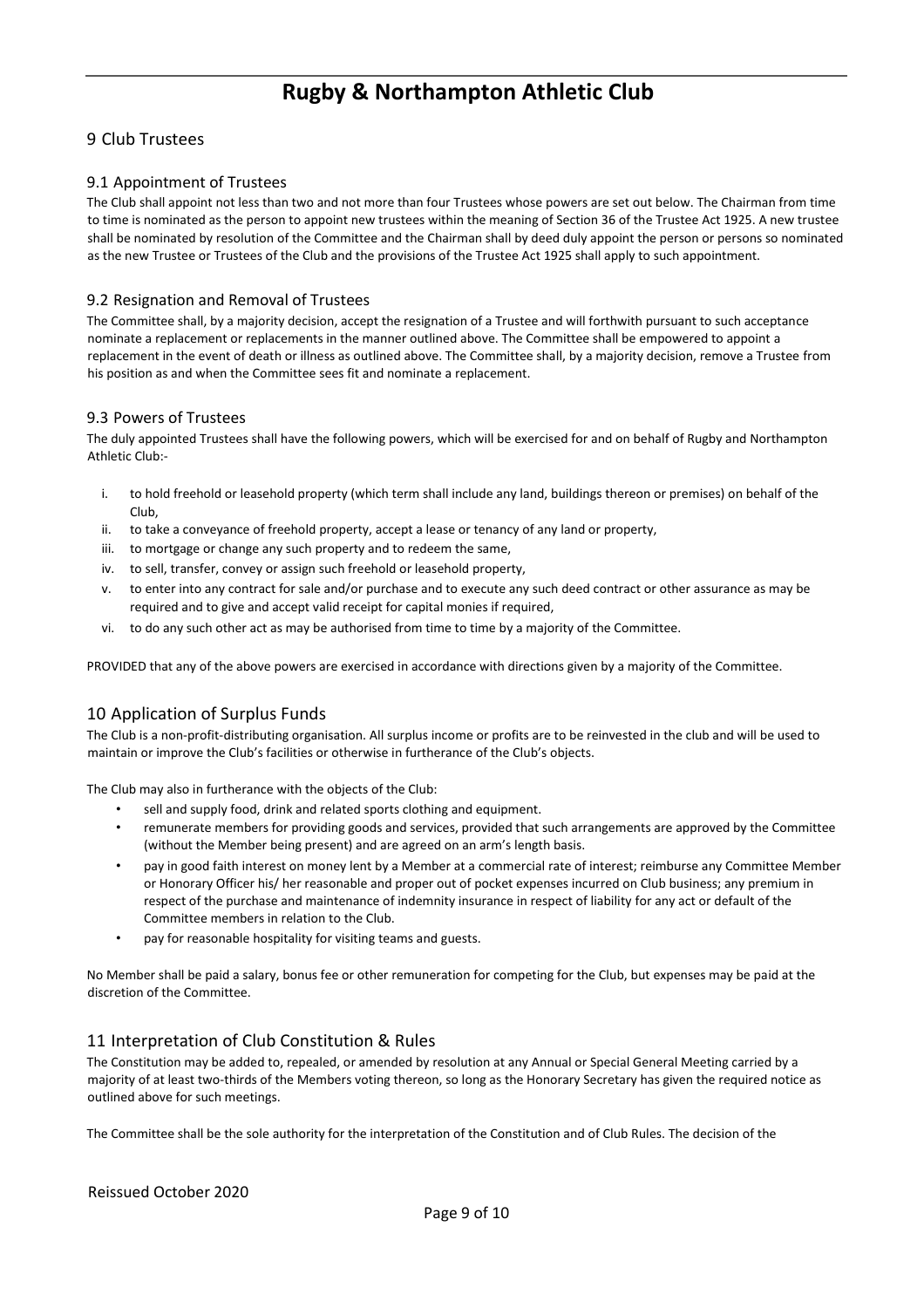## 9 Club Trustees

### 9.1 Appointment of Trustees

The Club shall appoint not less than two and not more than four Trustees whose powers are set out below. The Chairman from time to time is nominated as the person to appoint new trustees within the meaning of Section 36 of the Trustee Act 1925. A new trustee shall be nominated by resolution of the Committee and the Chairman shall by deed duly appoint the person or persons so nominated as the new Trustee or Trustees of the Club and the provisions of the Trustee Act 1925 shall apply to such appointment.

### 9.2 Resignation and Removal of Trustees

The Committee shall, by a majority decision, accept the resignation of a Trustee and will forthwith pursuant to such acceptance nominate a replacement or replacements in the manner outlined above. The Committee shall be empowered to appoint a replacement in the event of death or illness as outlined above. The Committee shall, by a majority decision, remove a Trustee from his position as and when the Committee sees fit and nominate a replacement.

### 9.3 Powers of Trustees

The duly appointed Trustees shall have the following powers, which will be exercised for and on behalf of Rugby and Northampton Athletic Club:-

i. to hold freehold or leasehold property (which term shall include any land, buildings thereon or premises) on behalf of the Club,
ii. to take a conveyance of freehold property, accept a lease or tenancy of any land or property,
iii. to mortgage or change any such property and to redeem the same,
iv. to sell, transfer, convey or assign such freehold or leasehold property,
v. to enter into any contract for sale and/or purchase and to execute any such deed contract or other assurance as may be required and to give and accept valid receipt for capital monies if required,
vi. to do any such other act as may be authorised from time to time by a majority of the Committee.

PROVIDED that any of the above powers are exercised in accordance with directions given by a majority of the Committee.

## 10 Application of Surplus Funds

The Club is a non-profit-distributing organisation. All surplus income or profits are to be reinvested in the club and will be used to maintain or improve the Club's facilities or otherwise in furtherance of the Club's objects.

The Club may also in furtherance with the objects of the Club:

- sell and supply food, drink and related sports clothing and equipment.
- remunerate members for providing goods and services, provided that such arrangements are approved by the Committee (without the Member being present) and are agreed on an arm's length basis.
- pay in good faith interest on money lent by a Member at a commercial rate of interest; reimburse any Committee Member or Honorary Officer his/ her reasonable and proper out of pocket expenses incurred on Club business; any premium in respect of the purchase and maintenance of indemnity insurance in respect of liability for any act or default of the Committee members in relation to the Club.
- pay for reasonable hospitality for visiting teams and guests.

No Member shall be paid a salary, bonus fee or other remuneration for competing for the Club, but expenses may be paid at the discretion of the Committee.

## 11 Interpretation of Club Constitution & Rules

The Constitution may be added to, repealed, or amended by resolution at any Annual or Special General Meeting carried by a majority of at least two-thirds of the Members voting thereon, so long as the Honorary Secretary has given the required notice as outlined above for such meetings.

The Committee shall be the sole authority for the interpretation of the Constitution and of Club Rules. The decision of the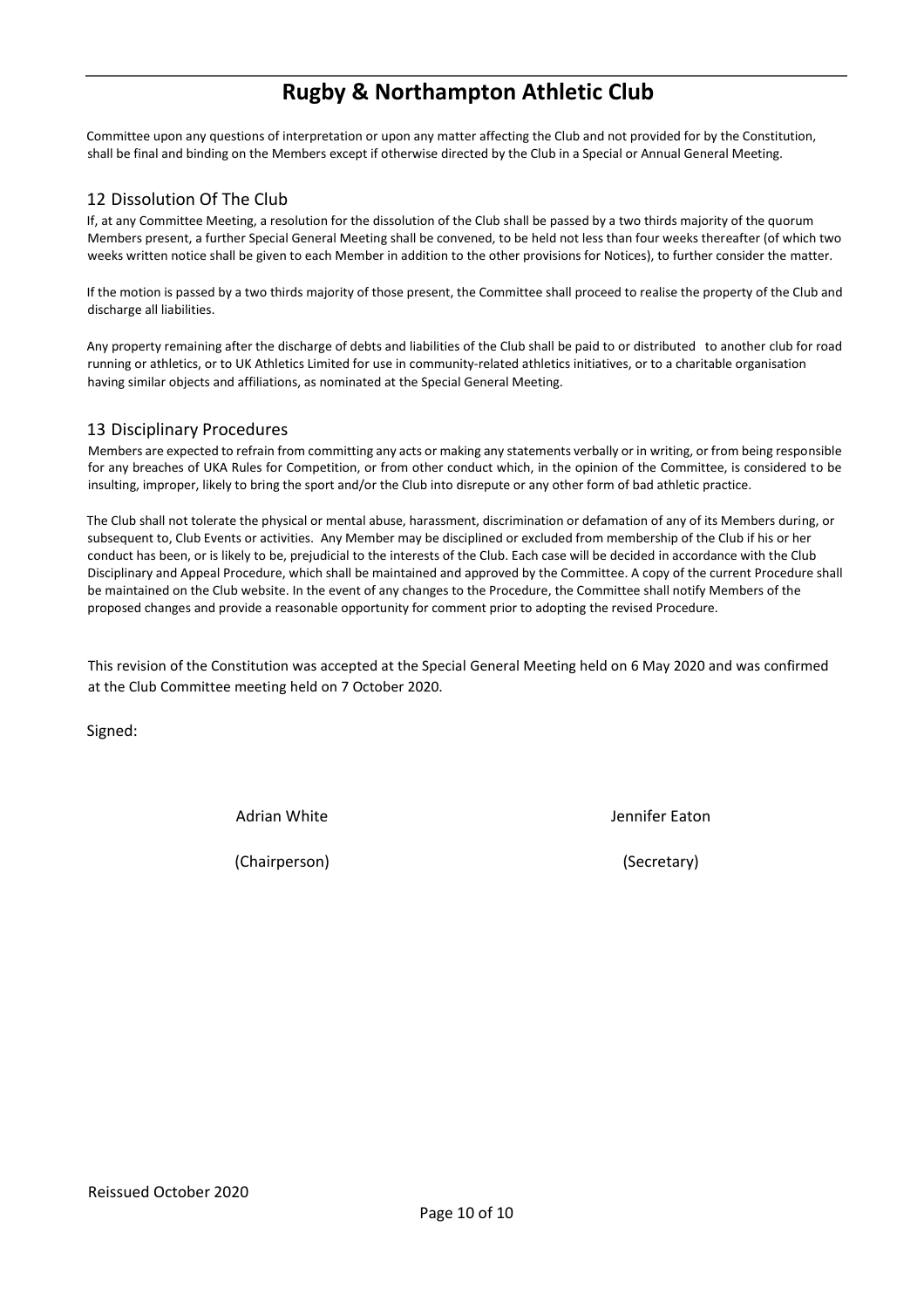Committee upon any questions of interpretation or upon any matter affecting the Club and not provided for by the Constitution, shall be final and binding on the Members except if otherwise directed by the Club in a Special or Annual General Meeting.

## 12 Dissolution Of The Club

If, at any Committee Meeting, a resolution for the dissolution of the Club shall be passed by a two thirds majority of the quorum Members present, a further Special General Meeting shall be convened, to be held not less than four weeks thereafter (of which two weeks written notice shall be given to each Member in addition to the other provisions for Notices), to further consider the matter.

If the motion is passed by a two thirds majority of those present, the Committee shall proceed to realise the property of the Club and discharge all liabilities.

Any property remaining after the discharge of debts and liabilities of the Club shall be paid to or distributed to another club for road running or athletics, or to UK Athletics Limited for use in community-related athletics initiatives, or to a charitable organisation having similar objects and affiliations, as nominated at the Special General Meeting.

## 13 Disciplinary Procedures

Members are expected to refrain from committing any acts or making any statements verbally or in writing, or from being responsible for any breaches of UKA Rules for Competition, or from other conduct which, in the opinion of the Committee, is considered to be insulting, improper, likely to bring the sport and/or the Club into disrepute or any other form of bad athletic practice.

The Club shall not tolerate the physical or mental abuse, harassment, discrimination or defamation of any of its Members during, or subsequent to, Club Events or activities. Any Member may be disciplined or excluded from membership of the Club if his or her conduct has been, or is likely to be, prejudicial to the interests of the Club. Each case will be decided in accordance with the Club Disciplinary and Appeal Procedure, which shall be maintained and approved by the Committee. A copy of the current Procedure shall be maintained on the Club website. In the event of any changes to the Procedure, the Committee shall notify Members of the proposed changes and provide a reasonable opportunity for comment prior to adopting the revised Procedure.

This revision of the Constitution was accepted at the Special General Meeting held on 6 May 2020 and was confirmed at the Club Committee meeting held on 7 October 2020.

Signed:

Adrian White
(Chairperson)

Jennifer Eaton
(Secretary)

Reissued October 2020